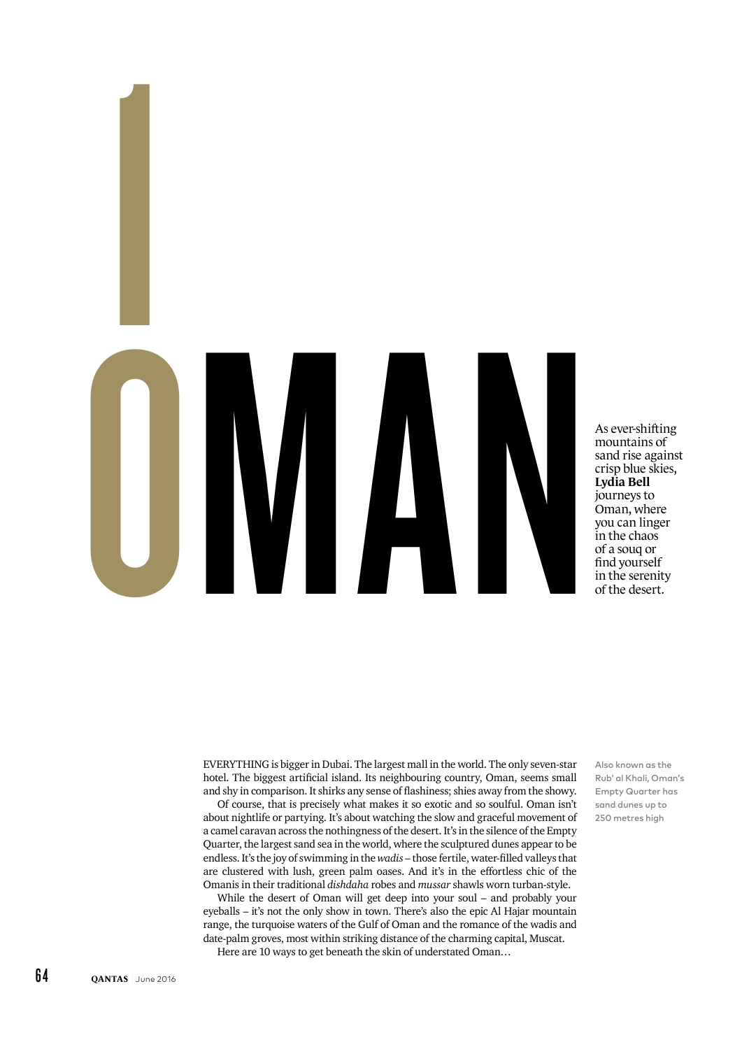# 10 OMAN

As ever-shifting mountains of sand rise against crisp blue skies, **Lydia Bell** journeys to Oman, where you can linger in the chaos of a souq or find yourself in the serenity of the desert.

EVERYTHING is bigger in Dubai. The largest mall in the world. The only seven-star hotel. The biggest artificial island. Its neighbouring country, Oman, seems small and shy in comparison. It shirks any sense of flashiness; shies away from the showy.

Of course, that is precisely what makes it so exotic and so soulful. Oman isn't about nightlife or partying. It's about watching the slow and graceful movement of a camel caravan across the nothingness of the desert. It's in the silence of the Empty Quarter, the largest sand sea in the world, where the sculptured dunes appear to be endless. It's the joy of swimming in the *wadis* – those fertile, water-filled valleys that are clustered with lush, green palm oases. And it's in the effortless chic of the Omanis in their traditional *dishdaha* robes and *mussar* shawls worn turban-style.

While the desert of Oman will get deep into your soul – and probably your eyeballs – it's not the only show in town. There's also the epic Al Hajar mountain range, the turquoise waters of the Gulf of Oman and the romance of the wadis and date-palm groves, most within striking distance of the charming capital, Muscat.

Here are 10 ways to get beneath the skin of understated Oman…

Also known as the Rub' al Khali, Oman's Empty Quarter has sand dunes up to 250 metres high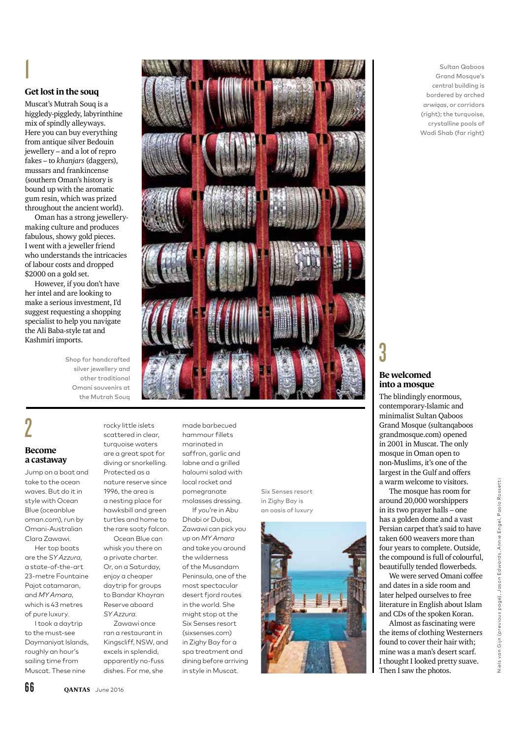## 1

### Get lost in the souq

Muscat's Mutrah Souq is a higgledy-piggledy, labyrinthine mix of spindly alleyways. Here you can buy everything from antique silver Bedouin jewellery – and a lot of repro fakes – to *khanjars* (daggers), mussars and frankincense (southern Oman's history is bound up with the aromatic gum resin, which was prized throughout the ancient world).

Oman has a strong jewellery-making culture and produces fabulous, showy gold pieces. I went with a jeweller friend who understands the intricacies of labour costs and dropped $2000 on a gold set.

However, if you don't have her intel and are looking to make a serious investment, I'd suggest requesting a shopping specialist to help you navigate the Ali Baba-style tat and Kashmiri imports.

Shop for handcrafted silver jewellery and other traditional Omani souvenirs at the Mutrah Souq

## 2

### Become a castaway

Jump on a boat and take to the ocean waves. But do it in style with Ocean Blue (oceanblueoman.com), run by Omani-Australian Clara Zawawi.

Her top boats are the *SY Azzura*, a state-of-the-art 23-metre Fountaine Pajot catamaran, and *MY Amara*, which is 43 metres of pure luxury.

I took a daytrip to the must-see Daymaniyat Islands, roughly an hour's sailing time from Muscat. These nine rocky little islets scattered in clear, turquoise waters are a great spot for diving or snorkelling. Protected as a nature reserve since 1996, the area is a nesting place for hawksbill and green turtles and home to the rare sooty falcon.

Ocean Blue can whisk you there on a private charter. Or, on a Saturday, enjoy a cheaper daytrip for groups to Bandar Khayran Reserve aboard *SY Azzura*.

Zawawi once ran a restaurant in Kingscliff, NSW, and excels in splendid, apparently no-fuss dishes. For me, she made barbecued hammour fillets marinated in saffron, garlic and labne and a grilled haloumi salad with local rocket and pomegranate molasses dressing.

If you're in Abu Dhabi or Dubai, Zawawi can pick you up on *MY Amara* and take you around the wilderness of the Musandam Peninsula, one of the most spectacular desert fjord routes in the world. She might stop at the Six Senses resort (sixsenses.com) in Zighy Bay for a spa treatment and dining before arriving in style in Muscat.

Six Senses resort in Zighy Bay is an oasis of luxury

Sultan Qaboos Grand Mosque's central building is bordered by arched *arwiqas*, or corridors (right); the turquoise, crystalline pools of Wadi Shab (far right)

## 3

### Be welcomed into a mosque

The blindingly enormous, contemporary-Islamic and minimalist Sultan Qaboos Grand Mosque (sultanqaboosgrandmosque.com) opened in 2001 in Muscat. The only mosque in Oman open to non-Muslims, it's one of the largest in the Gulf and offers a warm welcome to visitors.

The mosque has room for around 20,000 worshippers in its two prayer halls – one has a golden dome and a vast Persian carpet that's said to have taken 600 weavers more than four years to complete. Outside, the compound is full of colourful, beautifully tended flowerbeds.

We were served Omani coffee and dates in a side room and later helped ourselves to free literature in English about Islam and CDs of the spoken Koran.

Almost as fascinating were the items of clothing Westerners found to cover their hair with; mine was a man's desert scarf. I thought I looked pretty suave. Then I saw the photos.

Niels van Gijn (previous page), Jason Edwards, Annie Engel, Paolo Rossetti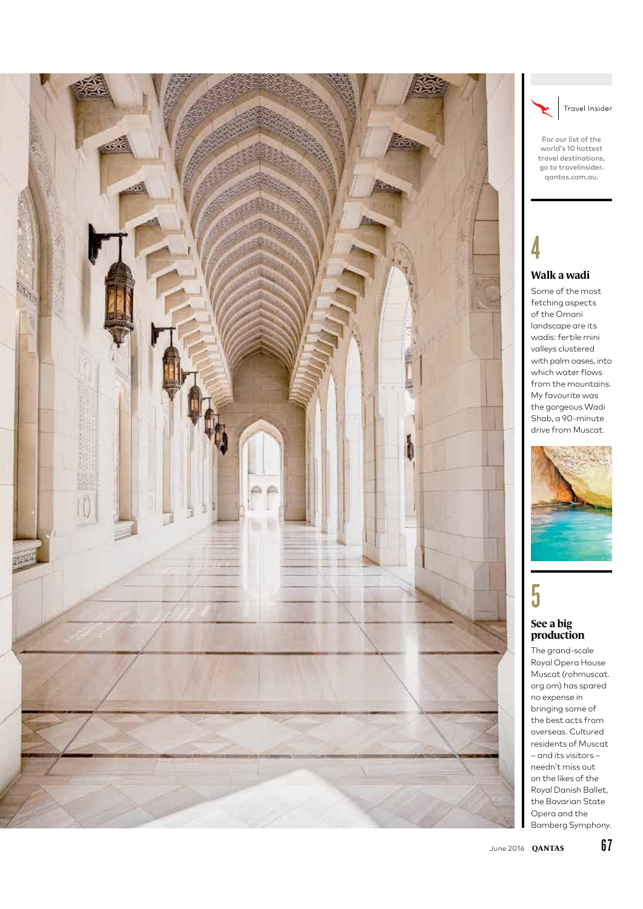Travel Insider

For our list of the world's 10 hottest travel destinations, go to travelinsider.qantas.com.au.

## 4

### Walk a wadi

Some of the most fetching aspects of the Omani landscape are its wadis: fertile mini valleys clustered with palm oases, into which water flows from the mountains. My favourite was the gorgeous Wadi Shab, a 90-minute drive from Muscat.

## 5

### See a big production

The grand-scale Royal Opera House Muscat (rohmuscat.org.om) has spared no expense in bringing some of the best acts from overseas. Cultured residents of Muscat – and its visitors – needn't miss out on the likes of the Royal Danish Ballet, the Bavarian State Opera and the Bamberg Symphony.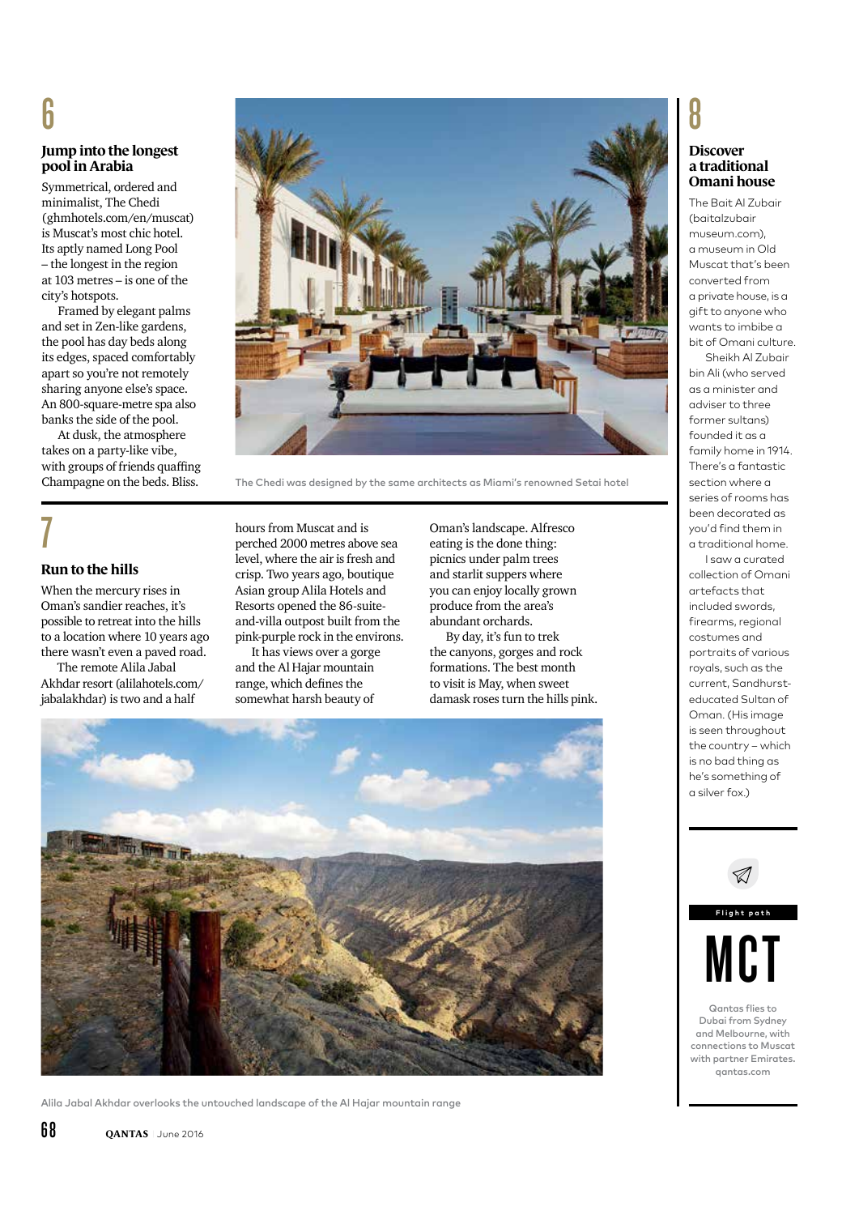## 6

### Jump into the longest pool in Arabia

Symmetrical, ordered and minimalist, The Chedi (ghmhotels.com/en/muscat) is Muscat's most chic hotel. Its aptly named Long Pool – the longest in the region at 103 metres – is one of the city's hotspots.

Framed by elegant palms and set in Zen-like gardens, the pool has day beds along its edges, spaced comfortably apart so you're not remotely sharing anyone else's space. An 800-square-metre spa also banks the side of the pool.

At dusk, the atmosphere takes on a party-like vibe, with groups of friends quaffing Champagne on the beds. Bliss.

The Chedi was designed by the same architects as Miami's renowned Setai hotel

## 7

### Run to the hills

When the mercury rises in Oman's sandier reaches, it's possible to retreat into the hills to a location where 10 years ago there wasn't even a paved road.

The remote Alila Jabal Akhdar resort (alilahotels.com/jabalakhdar) is two and a half hours from Muscat and is perched 2000 metres above sea level, where the air is fresh and crisp. Two years ago, boutique Asian group Alila Hotels and Resorts opened the 86-suite-and-villa outpost built from the pink-purple rock in the environs.

It has views over a gorge and the Al Hajar mountain range, which defines the somewhat harsh beauty of Oman's landscape. Alfresco eating is the done thing: picnics under palm trees and starlit suppers where you can enjoy locally grown produce from the area's abundant orchards.

By day, it's fun to trek the canyons, gorges and rock formations. The best month to visit is May, when sweet damask roses turn the hills pink.

Alila Jabal Akhdar overlooks the untouched landscape of the Al Hajar mountain range

## 8

### Discover a traditional Omani house

The Bait Al Zubair (baitalzubair museum.com), a museum in Old Muscat that's been converted from a private house, is a gift to anyone who wants to imbibe a bit of Omani culture.

Sheikh Al Zubair bin Ali (who served as a minister and adviser to three former sultans) founded it as a family home in 1914. There's a fantastic section where a series of rooms has been decorated as you'd find them in a traditional home.

I saw a curated collection of Omani artefacts that included swords, firearms, regional costumes and portraits of various royals, such as the current, Sandhurst-educated Sultan of Oman. (His image is seen throughout the country – which is no bad thing as he's something of a silver fox.)

**Flight path**

**MCT**

Qantas flies to Dubai from Sydney and Melbourne, with connections to Muscat with partner Emirates. qantas.com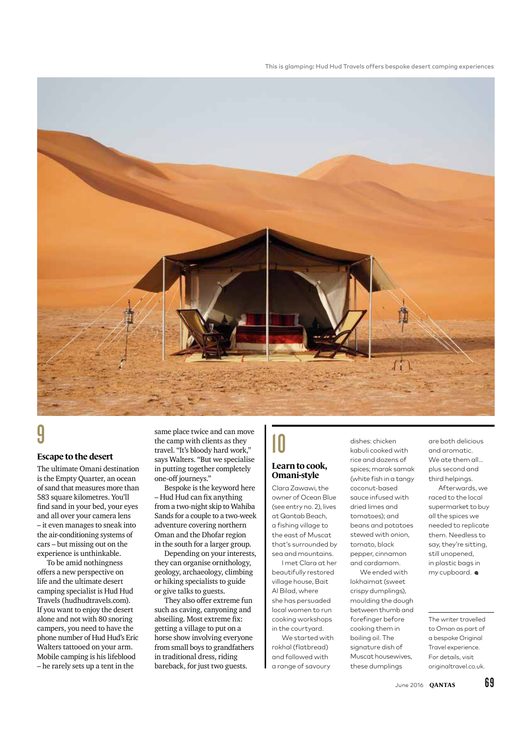This is glamping: Hud Hud Travels offers bespoke desert camping experiences

# 9

## Escape to the desert

The ultimate Omani destination is the Empty Quarter, an ocean of sand that measures more than 583 square kilometres. You'll find sand in your bed, your eyes and all over your camera lens – it even manages to sneak into the air-conditioning systems of cars – but missing out on the experience is unthinkable.

To be amid nothingness offers a new perspective on life and the ultimate desert camping specialist is Hud Hud Travels (hudhudtravels.com). If you want to enjoy the desert alone and not with 80 snoring campers, you need to have the phone number of Hud Hud's Eric Walters tattooed on your arm. Mobile camping is his lifeblood – he rarely sets up a tent in the same place twice and can move the camp with clients as they travel. "It's bloody hard work," says Walters. "But we specialise in putting together completely one-off journeys."

Bespoke is the keyword here – Hud Hud can fix anything from a two-night skip to Wahiba Sands for a couple to a two-week adventure covering northern Oman and the Dhofar region in the south for a larger group.

Depending on your interests, they can organise ornithology, geology, archaeology, climbing or hiking specialists to guide or give talks to guests.

They also offer extreme fun such as caving, canyoning and abseiling. Most extreme fix: getting a village to put on a horse show involving everyone from small boys to grandfathers in traditional dress, riding bareback, for just two guests.

# 10

## Learn to cook, Omani-style

Clara Zawawi, the owner of Ocean Blue (see entry no. 2), lives at Qantab Beach, a fishing village to the east of Muscat that's surrounded by sea and mountains.

I met Clara at her beautifully restored village house, Bait Al Bilad, where she has persuaded local women to run cooking workshops in the courtyard.

We started with rokhal (flatbread) and followed with a range of savoury dishes: chicken kabuli cooked with rice and dozens of spices; marak samak (white fish in a tangy coconut-based sauce infused with dried limes and tomatoes); and beans and potatoes stewed with onion, tomato, black pepper, cinnamon and cardamom.

We ended with lokhaimat (sweet crispy dumplings), moulding the dough between thumb and forefinger before cooking them in boiling oil. The signature dish of Muscat housewives, these dumplings are both delicious and aromatic. We ate them all... plus second and third helpings.

Afterwards, we raced to the local supermarket to buy all the spices we needed to replicate them. Needless to say, they're sitting, still unopened, in plastic bags in my cupboard. ●

The writer travelled to Oman as part of a bespoke Original Travel experience. For details, visit originaltravel.co.uk.